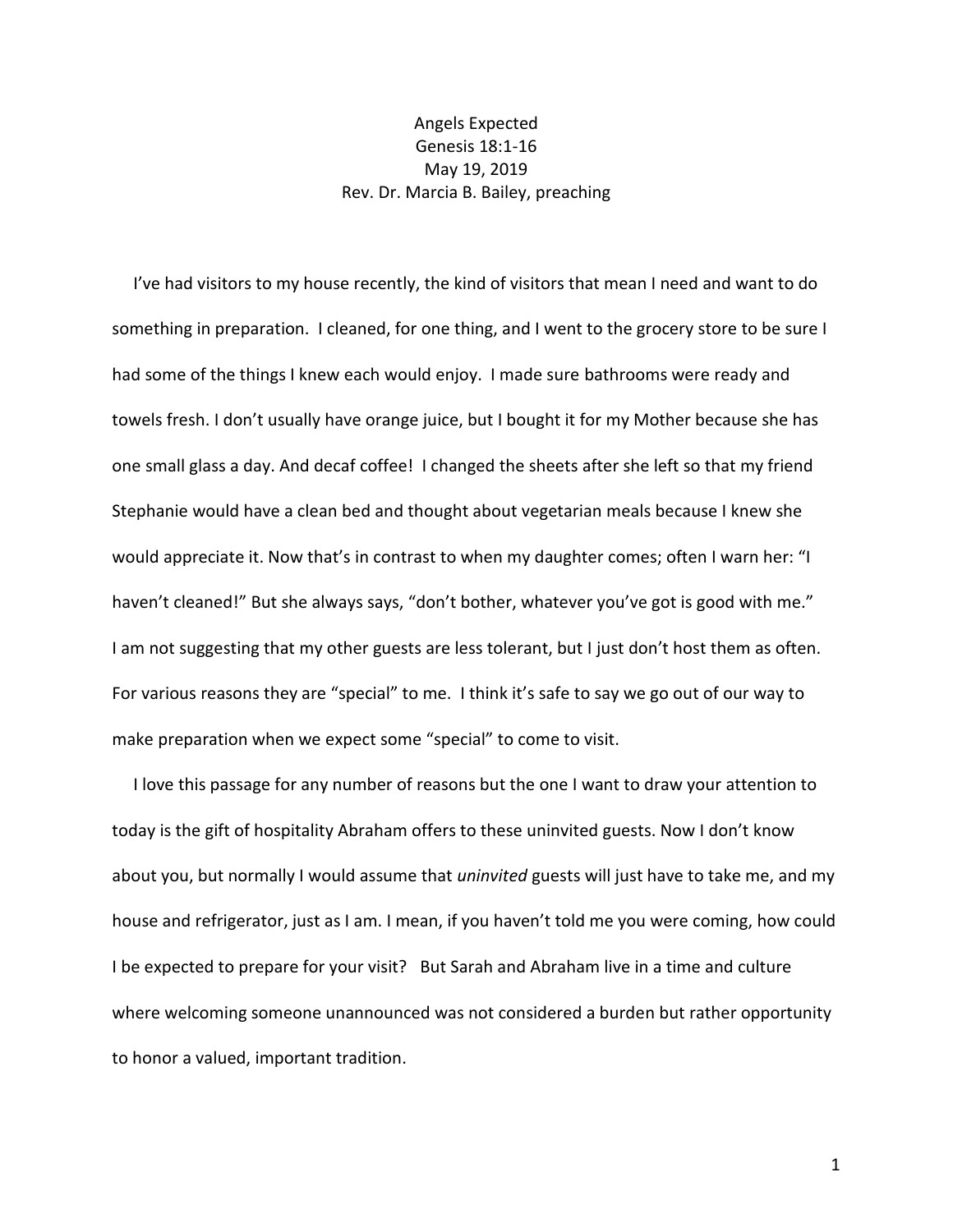# Angels Expected

Genesis 18:1-16

May 19, 2019

Rev. Dr. Marcia B. Bailey, preaching

I've had visitors to my house recently, the kind of visitors that mean I need and want to do something in preparation. I cleaned, for one thing, and I went to the grocery store to be sure I had some of the things I knew each would enjoy. I made sure bathrooms were ready and towels fresh. I don't usually have orange juice, but I bought it for my Mother because she has one small glass a day. And decaf coffee! I changed the sheets after she left so that my friend Stephanie would have a clean bed and thought about vegetarian meals because I knew she would appreciate it. Now that's in contrast to when my daughter comes; often I warn her: "I haven't cleaned!" But she always says, "don't bother, whatever you've got is good with me." I am not suggesting that my other guests are less tolerant, but I just don't host them as often. For various reasons they are "special" to me. I think it's safe to say we go out of our way to make preparation when we expect some "special" to come to visit.

I love this passage for any number of reasons but the one I want to draw your attention to today is the gift of hospitality Abraham offers to these uninvited guests. Now I don't know about you, but normally I would assume that *uninvited* guests will just have to take me, and my house and refrigerator, just as I am. I mean, if you haven't told me you were coming, how could I be expected to prepare for your visit? But Sarah and Abraham live in a time and culture where welcoming someone unannounced was not considered a burden but rather opportunity to honor a valued, important tradition.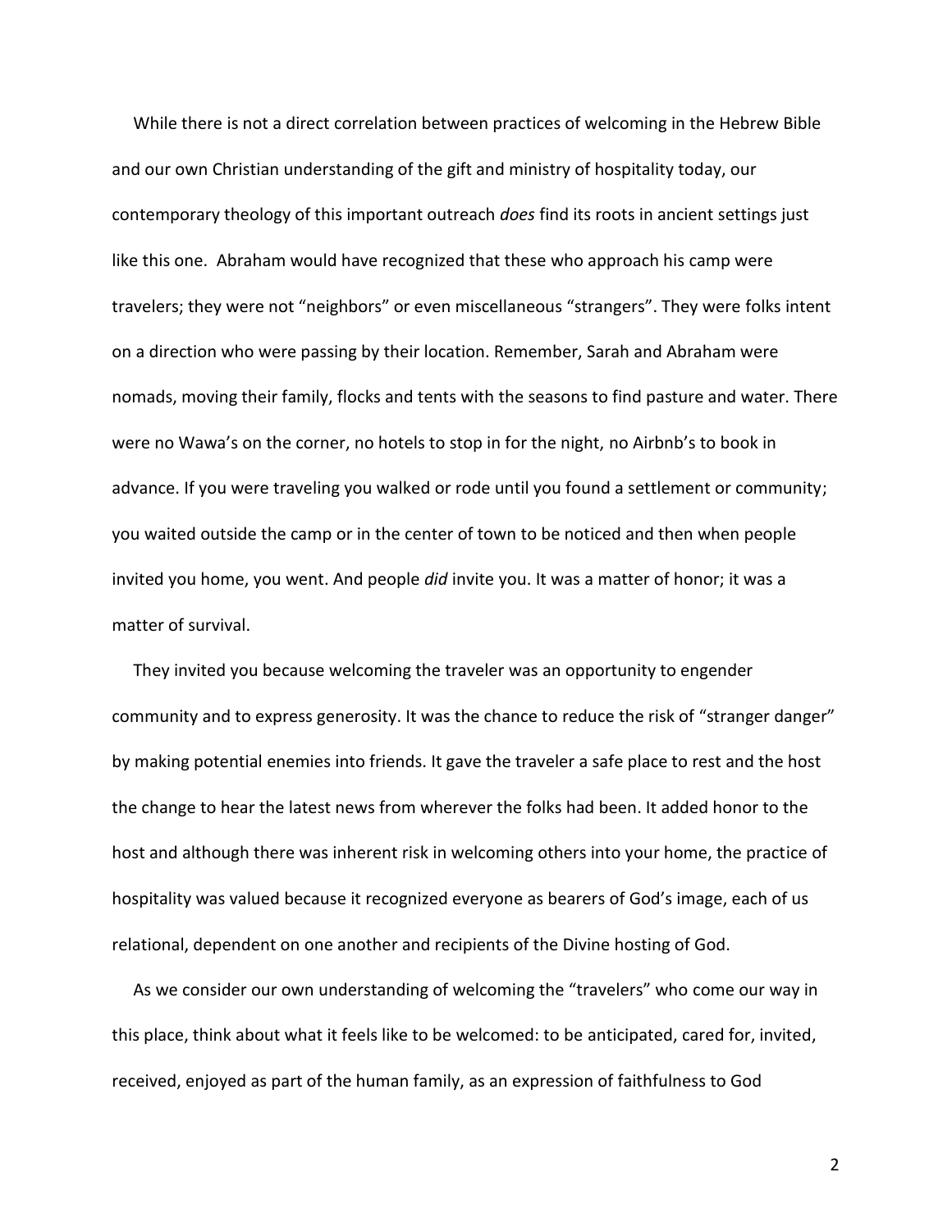While there is not a direct correlation between practices of welcoming in the Hebrew Bible and our own Christian understanding of the gift and ministry of hospitality today, our contemporary theology of this important outreach *does* find its roots in ancient settings just like this one. Abraham would have recognized that these who approach his camp were travelers; they were not "neighbors" or even miscellaneous "strangers". They were folks intent on a direction who were passing by their location. Remember, Sarah and Abraham were nomads, moving their family, flocks and tents with the seasons to find pasture and water. There were no Wawa's on the corner, no hotels to stop in for the night, no Airbnb's to book in advance. If you were traveling you walked or rode until you found a settlement or community; you waited outside the camp or in the center of town to be noticed and then when people invited you home, you went. And people *did* invite you. It was a matter of honor; it was a matter of survival.

They invited you because welcoming the traveler was an opportunity to engender community and to express generosity. It was the chance to reduce the risk of "stranger danger" by making potential enemies into friends. It gave the traveler a safe place to rest and the host the change to hear the latest news from wherever the folks had been. It added honor to the host and although there was inherent risk in welcoming others into your home, the practice of hospitality was valued because it recognized everyone as bearers of God's image, each of us relational, dependent on one another and recipients of the Divine hosting of God.

As we consider our own understanding of welcoming the "travelers" who come our way in this place, think about what it feels like to be welcomed: to be anticipated, cared for, invited, received, enjoyed as part of the human family, as an expression of faithfulness to God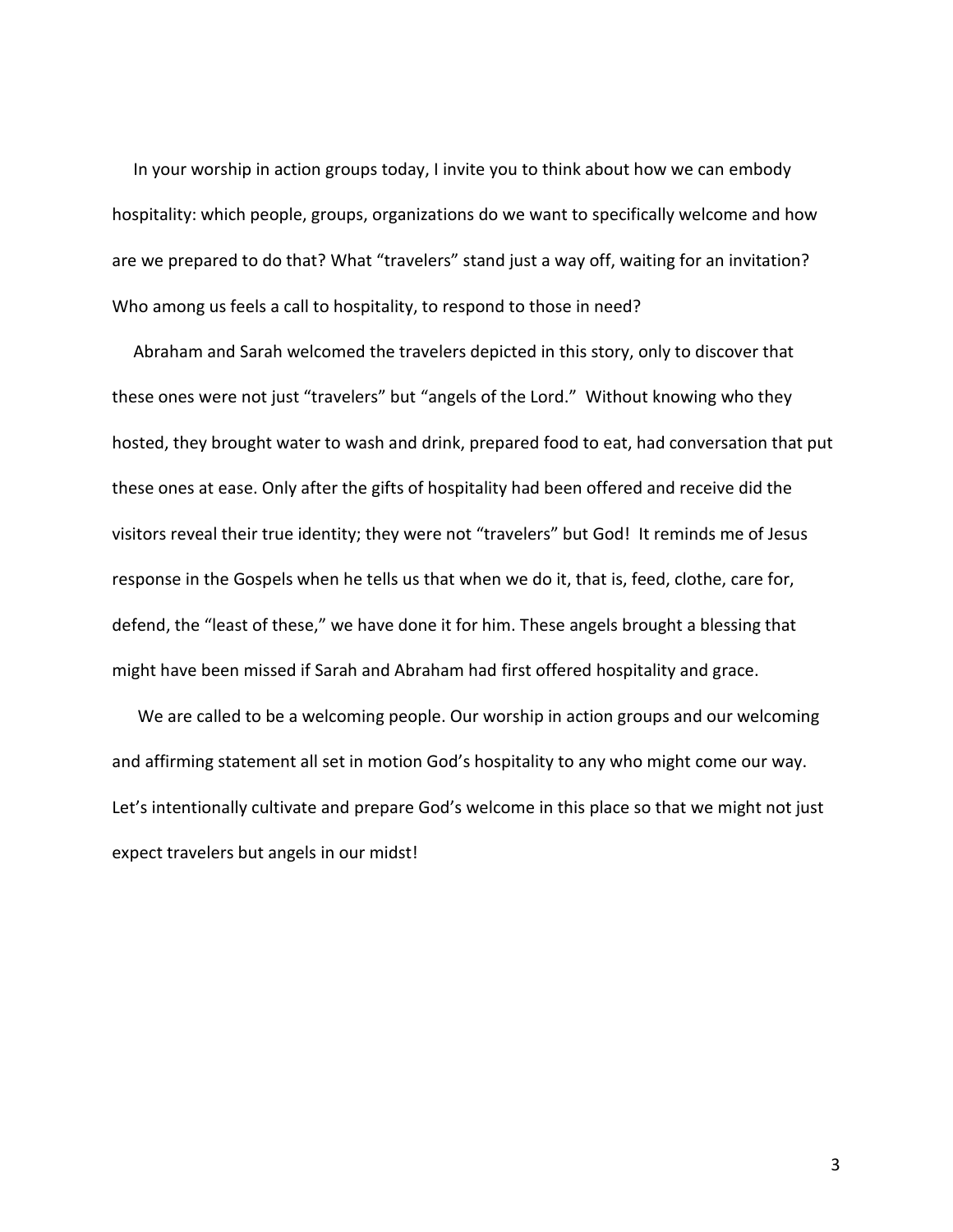In your worship in action groups today, I invite you to think about how we can embody hospitality: which people, groups, organizations do we want to specifically welcome and how are we prepared to do that? What "travelers" stand just a way off, waiting for an invitation? Who among us feels a call to hospitality, to respond to those in need?

Abraham and Sarah welcomed the travelers depicted in this story, only to discover that these ones were not just "travelers" but "angels of the Lord." Without knowing who they hosted, they brought water to wash and drink, prepared food to eat, had conversation that put these ones at ease. Only after the gifts of hospitality had been offered and receive did the visitors reveal their true identity; they were not "travelers" but God! It reminds me of Jesus response in the Gospels when he tells us that when we do it, that is, feed, clothe, care for, defend, the "least of these," we have done it for him. These angels brought a blessing that might have been missed if Sarah and Abraham had first offered hospitality and grace.

We are called to be a welcoming people. Our worship in action groups and our welcoming and affirming statement all set in motion God's hospitality to any who might come our way. Let's intentionally cultivate and prepare God's welcome in this place so that we might not just expect travelers but angels in our midst!